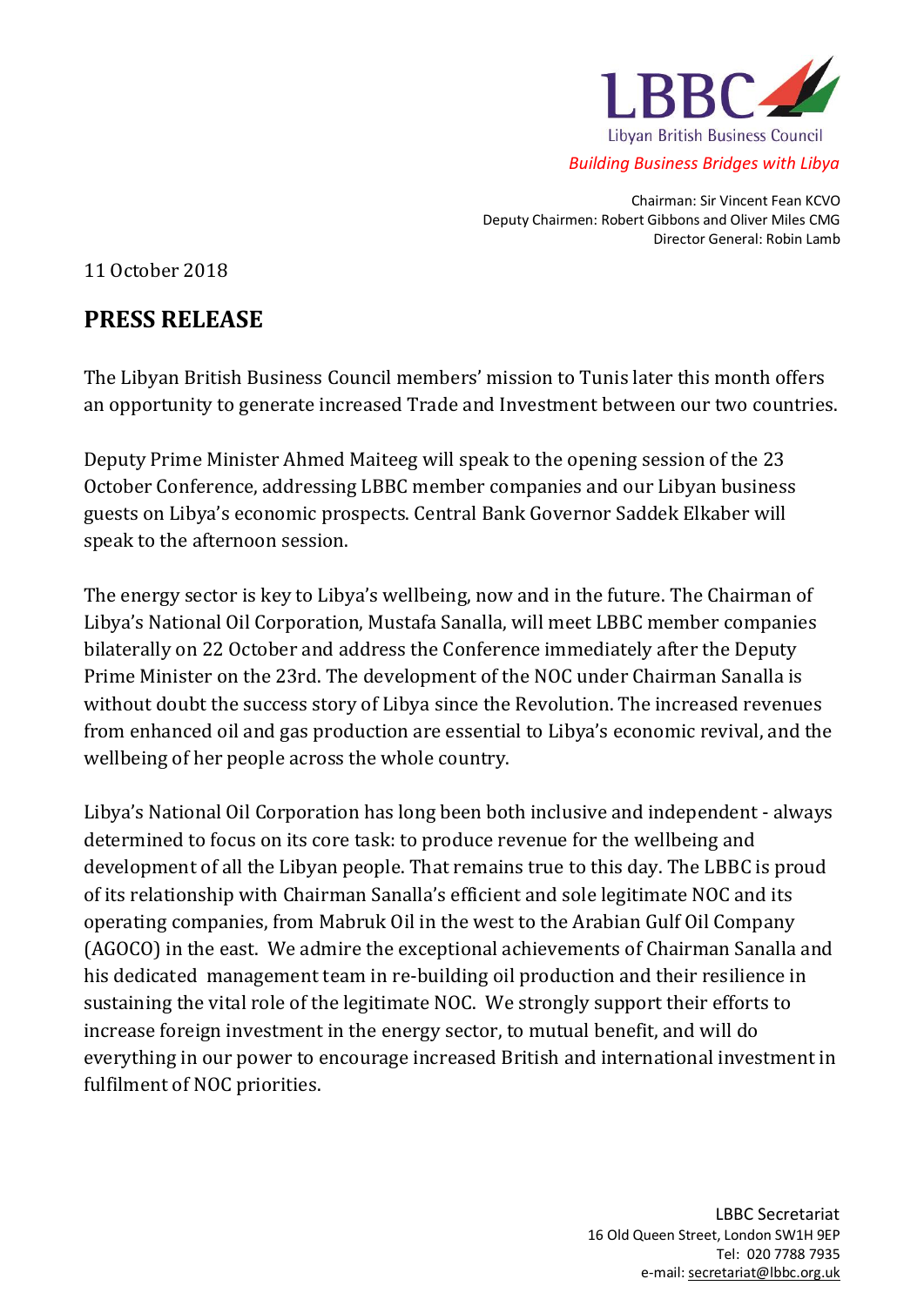LBBC
Libyan British Business Council
*Building Business Bridges with Libya*

Chairman: Sir Vincent Fean KCVO
Deputy Chairmen: Robert Gibbons and Oliver Miles CMG
Director General: Robin Lamb

11 October 2018

## PRESS RELEASE

The Libyan British Business Council members' mission to Tunis later this month offers an opportunity to generate increased Trade and Investment between our two countries.

Deputy Prime Minister Ahmed Maiteeg will speak to the opening session of the 23 October Conference, addressing LBBC member companies and our Libyan business guests on Libya's economic prospects. Central Bank Governor Saddek Elkaber will speak to the afternoon session.

The energy sector is key to Libya's wellbeing, now and in the future. The Chairman of Libya's National Oil Corporation, Mustafa Sanalla, will meet LBBC member companies bilaterally on 22 October and address the Conference immediately after the Deputy Prime Minister on the 23rd. The development of the NOC under Chairman Sanalla is without doubt the success story of Libya since the Revolution. The increased revenues from enhanced oil and gas production are essential to Libya's economic revival, and the wellbeing of her people across the whole country.

Libya's National Oil Corporation has long been both inclusive and independent - always determined to focus on its core task: to produce revenue for the wellbeing and development of all the Libyan people. That remains true to this day. The LBBC is proud of its relationship with Chairman Sanalla's efficient and sole legitimate NOC and its operating companies, from Mabruk Oil in the west to the Arabian Gulf Oil Company (AGOCO) in the east. We admire the exceptional achievements of Chairman Sanalla and his dedicated management team in re-building oil production and their resilience in sustaining the vital role of the legitimate NOC. We strongly support their efforts to increase foreign investment in the energy sector, to mutual benefit, and will do everything in our power to encourage increased British and international investment in fulfilment of NOC priorities.

LBBC Secretariat
16 Old Queen Street, London SW1H 9EP
Tel: 020 7788 7935
e-mail: secretariat@lbbc.org.uk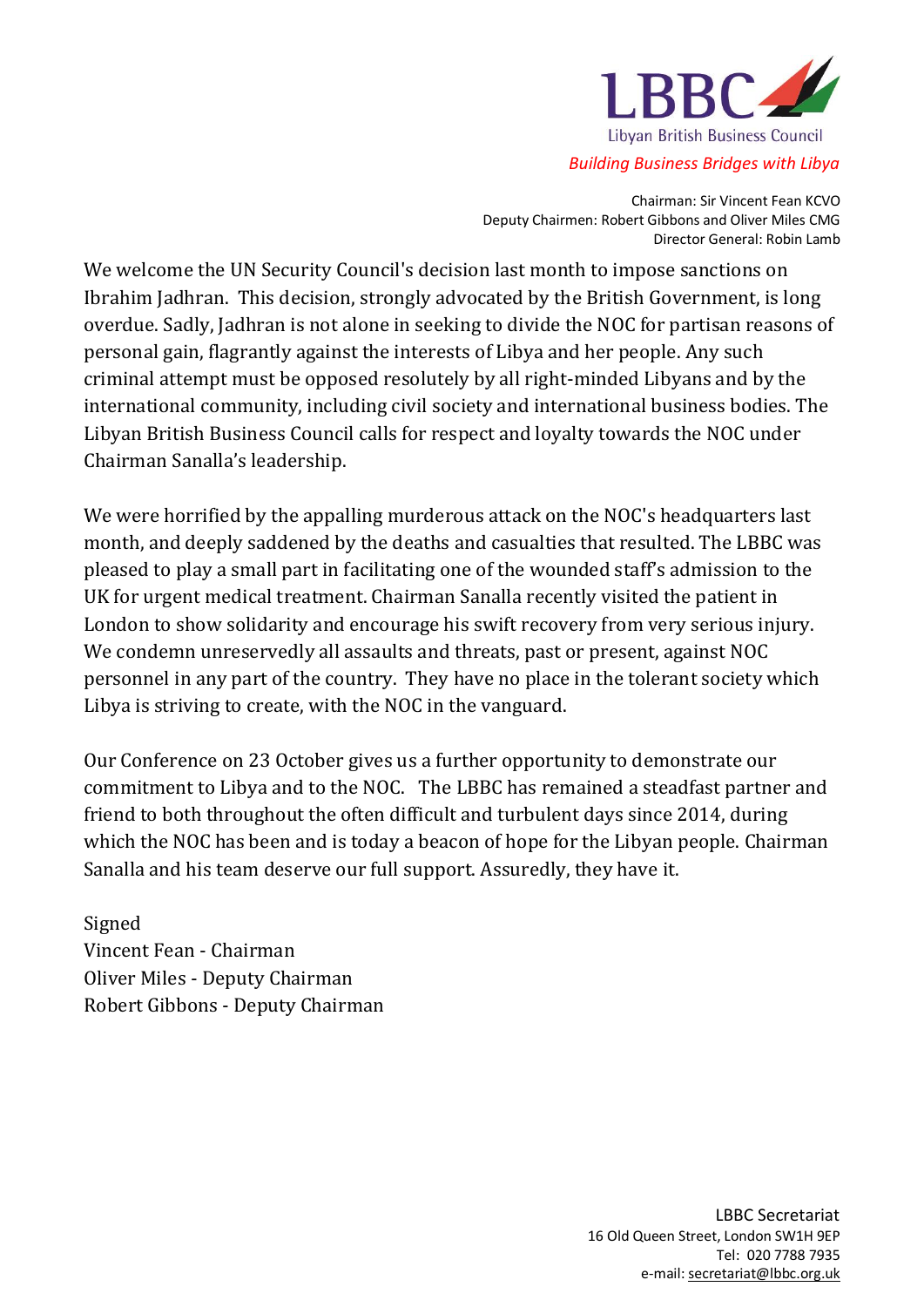LBBC

Libyan British Business Council

*Building Business Bridges with Libya*

Chairman: Sir Vincent Fean KCVO
Deputy Chairmen: Robert Gibbons and Oliver Miles CMG
Director General: Robin Lamb

We welcome the UN Security Council's decision last month to impose sanctions on Ibrahim Jadhran. This decision, strongly advocated by the British Government, is long overdue. Sadly, Jadhran is not alone in seeking to divide the NOC for partisan reasons of personal gain, flagrantly against the interests of Libya and her people. Any such criminal attempt must be opposed resolutely by all right-minded Libyans and by the international community, including civil society and international business bodies. The Libyan British Business Council calls for respect and loyalty towards the NOC under Chairman Sanalla's leadership.

We were horrified by the appalling murderous attack on the NOC's headquarters last month, and deeply saddened by the deaths and casualties that resulted. The LBBC was pleased to play a small part in facilitating one of the wounded staff's admission to the UK for urgent medical treatment. Chairman Sanalla recently visited the patient in London to show solidarity and encourage his swift recovery from very serious injury. We condemn unreservedly all assaults and threats, past or present, against NOC personnel in any part of the country. They have no place in the tolerant society which Libya is striving to create, with the NOC in the vanguard.

Our Conference on 23 October gives us a further opportunity to demonstrate our commitment to Libya and to the NOC. The LBBC has remained a steadfast partner and friend to both throughout the often difficult and turbulent days since 2014, during which the NOC has been and is today a beacon of hope for the Libyan people. Chairman Sanalla and his team deserve our full support. Assuredly, they have it.

Signed
Vincent Fean - Chairman
Oliver Miles - Deputy Chairman
Robert Gibbons - Deputy Chairman

LBBC Secretariat
16 Old Queen Street, London SW1H 9EP
Tel: 020 7788 7935
e-mail: secretariat@lbbc.org.uk